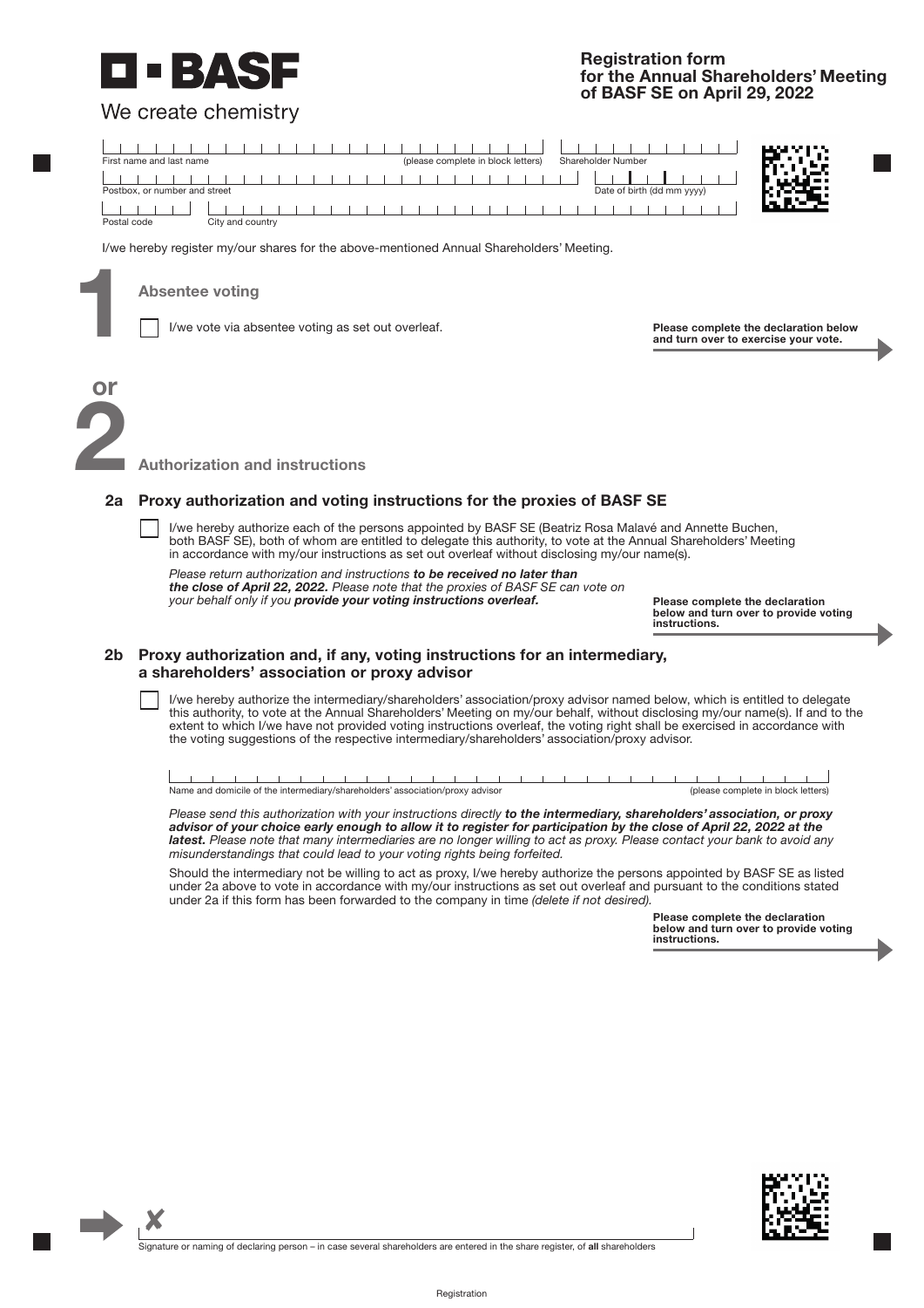**BASF**

We create chemistry

# Registration form for the Annual Shareholders' Meeting of BASF SE on April 29, 2022

First name and last name (please complete in block letters) | Shareholder Number

Postbox, or number and street | Date of birth (dd mm yyyy)

Postal code | City and country

I/we hereby register my/our shares for the above-mentioned Annual Shareholders' Meeting.

## 1 Absentee voting

☐ I/we vote via absentee voting as set out overleaf.

**Please complete the declaration below and turn over to exercise your vote.**

**or**

## 2 Authorization and instructions

### 2a Proxy authorization and voting instructions for the proxies of BASF SE

☐ I/we hereby authorize each of the persons appointed by BASF SE (Beatriz Rosa Malavé and Annette Buchen, both BASF SE), both of whom are entitled to delegate this authority, to vote at the Annual Shareholders' Meeting in accordance with my/our instructions as set out overleaf without disclosing my/our name(s).

*Please return authorization and instructions* ***to be received no later than the close of April 22, 2022.*** *Please note that the proxies of BASF SE can vote on your behalf only if you* ***provide your voting instructions overleaf.***

**Please complete the declaration below and turn over to provide voting instructions.**

### 2b Proxy authorization and, if any, voting instructions for an intermediary, a shareholders' association or proxy advisor

☐ I/we hereby authorize the intermediary/shareholders' association/proxy advisor named below, which is entitled to delegate this authority, to vote at the Annual Shareholders' Meeting on my/our behalf, without disclosing my/our name(s). If and to the extent to which I/we have not provided voting instructions overleaf, the voting right shall be exercised in accordance with the voting suggestions of the respective intermediary/shareholders' association/proxy advisor.

Name and domicile of the intermediary/shareholders' association/proxy advisor (please complete in block letters)

*Please send this authorization with your instructions directly* ***to the intermediary, shareholders' association, or proxy advisor of your choice early enough to allow it to register for participation by the close of April 22, 2022 at the latest.*** *Please note that many intermediaries are no longer willing to act as proxy. Please contact your bank to avoid any misunderstandings that could lead to your voting rights being forfeited.*

Should the intermediary not be willing to act as proxy, I/we hereby authorize the persons appointed by BASF SE as listed under 2a above to vote in accordance with my/our instructions as set out overleaf and pursuant to the conditions stated under 2a if this form has been forwarded to the company in time *(delete if not desired).*

**Please complete the declaration below and turn over to provide voting instructions.**

✗

Signature or naming of declaring person – in case several shareholders are entered in the share register, of **all** shareholders

Registration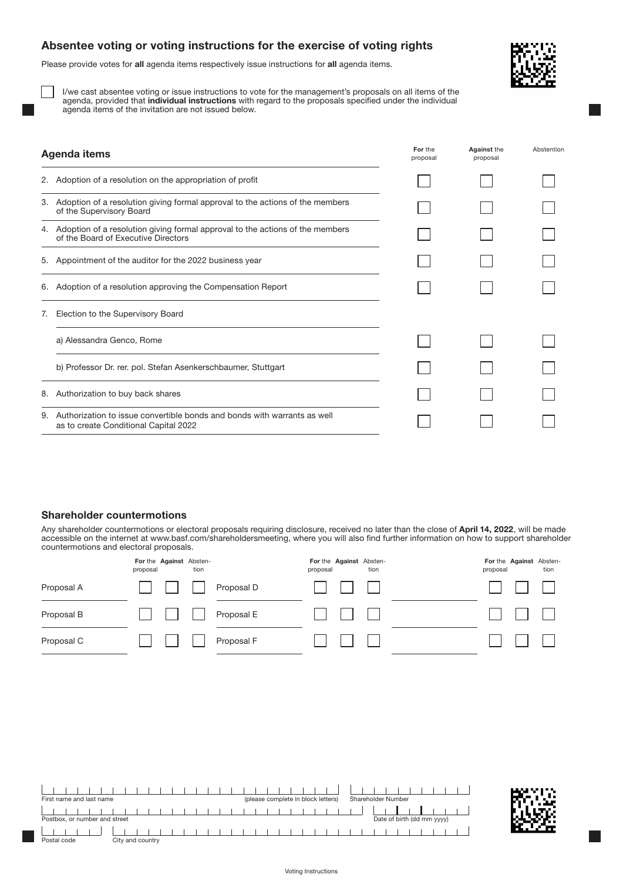## Absentee voting or voting instructions for the exercise of voting rights

Please provide votes for **all** agenda items respectively issue instructions for **all** agenda items.

☐ I/we cast absentee voting or issue instructions to vote for the management's proposals on all items of the agenda, provided that **individual instructions** with regard to the proposals specified under the individual agenda items of the invitation are not issued below.

| Agenda items | **For** the proposal | **Against** the proposal | Abstention |
|---|---|---|---|
| 2. Adoption of a resolution on the appropriation of profit | ☐ | ☐ | ☐ |
| 3. Adoption of a resolution giving formal approval to the actions of the members of the Supervisory Board | ☐ | ☐ | ☐ |
| 4. Adoption of a resolution giving formal approval to the actions of the members of the Board of Executive Directors | ☐ | ☐ | ☐ |
| 5. Appointment of the auditor for the 2022 business year | ☐ | ☐ | ☐ |
| 6. Adoption of a resolution approving the Compensation Report | ☐ | ☐ | ☐ |
| 7. Election to the Supervisory Board | | | |
| a) Alessandra Genco, Rome | ☐ | ☐ | ☐ |
| b) Professor Dr. rer. pol. Stefan Asenkerschbaumer, Stuttgart | ☐ | ☐ | ☐ |
| 8. Authorization to buy back shares | ☐ | ☐ | ☐ |
| 9. Authorization to issue convertible bonds and bonds with warrants as well as to create Conditional Capital 2022 | ☐ | ☐ | ☐ |

### Shareholder countermotions

Any shareholder countermotions or electoral proposals requiring disclosure, received no later than the close of **April 14, 2022**, will be made accessible on the internet at www.basf.com/shareholdersmeeting, where you will also find further information on how to support shareholder countermotions and electoral proposals.

| | **For** the proposal | **Against** | Abstention | | **For** the proposal | **Against** | Abstention | | **For** the proposal | **Against** | Abstention |
|---|---|---|---|---|---|---|---|---|---|---|---|
| Proposal A | ☐ | ☐ | ☐ | Proposal D | ☐ | ☐ | ☐ | | ☐ | ☐ | ☐ |
| Proposal B | ☐ | ☐ | ☐ | Proposal E | ☐ | ☐ | ☐ | | ☐ | ☐ | ☐ |
| Proposal C | ☐ | ☐ | ☐ | Proposal F | ☐ | ☐ | ☐ | | ☐ | ☐ | ☐ |

First name and last name (please complete in block letters) ____________________ Shareholder Number ____________________

Postbox, or number and street ____________________ Date of birth (dd mm yyyy) ____________________

Postal code ________ City and country ____________________

Voting Instructions